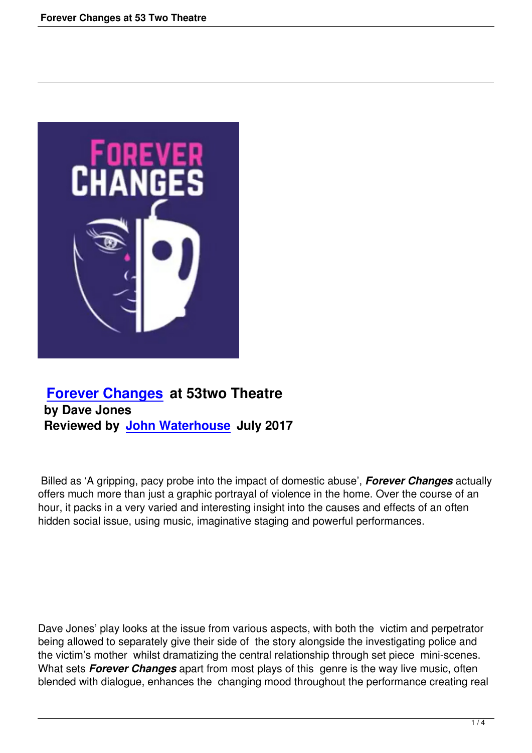## [Forever Changes](#) at 53two Theatre

**by Dave Jones**

**Reviewed by [John Waterhouse](#) July 2017**

Billed as 'A gripping, pacy probe into the impact of domestic abuse', ***Forever Changes*** actually offers much more than just a graphic portrayal of violence in the home. Over the course of an hour, it packs in a very varied and interesting insight into the causes and effects of an often hidden social issue, using music, imaginative staging and powerful performances.

Dave Jones' play looks at the issue from various aspects, with both the victim and perpetrator being allowed to separately give their side of the story alongside the investigating police and the victim's mother whilst dramatizing the central relationship through set piece mini-scenes. What sets ***Forever Changes*** apart from most plays of this genre is the way live music, often blended with dialogue, enhances the changing mood throughout the performance creating real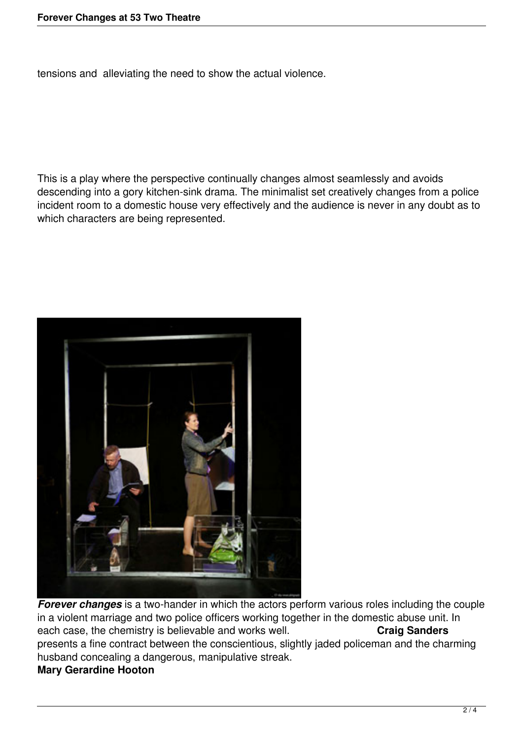tensions and alleviating the need to show the actual violence.

This is a play where the perspective continually changes almost seamlessly and avoids descending into a gory kitchen-sink drama. The minimalist set creatively changes from a police incident room to a domestic house very effectively and the audience is never in any doubt as to which characters are being represented.

***Forever changes*** is a two-hander in which the actors perform various roles including the couple in a violent marriage and two police officers working together in the domestic abuse unit. In each case, the chemistry is believable and works well. **Craig Sanders** presents a fine contract between the conscientious, slightly jaded policeman and the charming husband concealing a dangerous, manipulative streak.

**Mary Gerardine Hooton**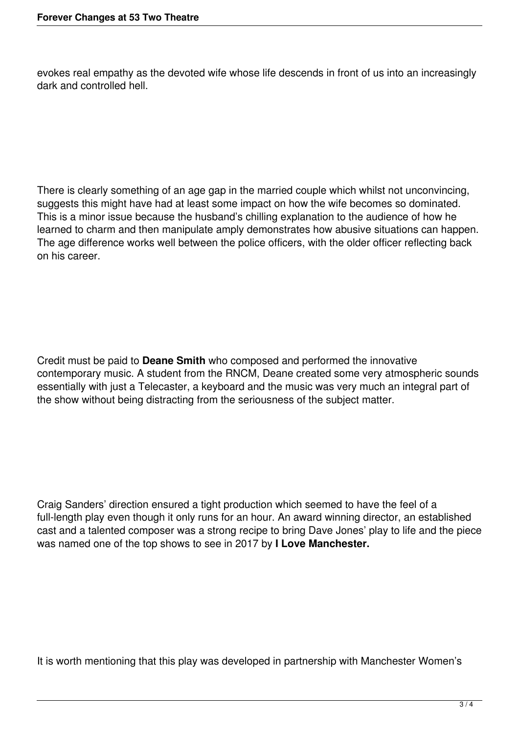evokes real empathy as the devoted wife whose life descends in front of us into an increasingly dark and controlled hell.

There is clearly something of an age gap in the married couple which whilst not unconvincing, suggests this might have had at least some impact on how the wife becomes so dominated. This is a minor issue because the husband's chilling explanation to the audience of how he learned to charm and then manipulate amply demonstrates how abusive situations can happen. The age difference works well between the police officers, with the older officer reflecting back on his career.

Credit must be paid to **Deane Smith** who composed and performed the innovative contemporary music. A student from the RNCM, Deane created some very atmospheric sounds essentially with just a Telecaster, a keyboard and the music was very much an integral part of the show without being distracting from the seriousness of the subject matter.

Craig Sanders' direction ensured a tight production which seemed to have the feel of a full-length play even though it only runs for an hour. An award winning director, an established cast and a talented composer was a strong recipe to bring Dave Jones' play to life and the piece was named one of the top shows to see in 2017 by **I Love Manchester.**

It is worth mentioning that this play was developed in partnership with Manchester Women's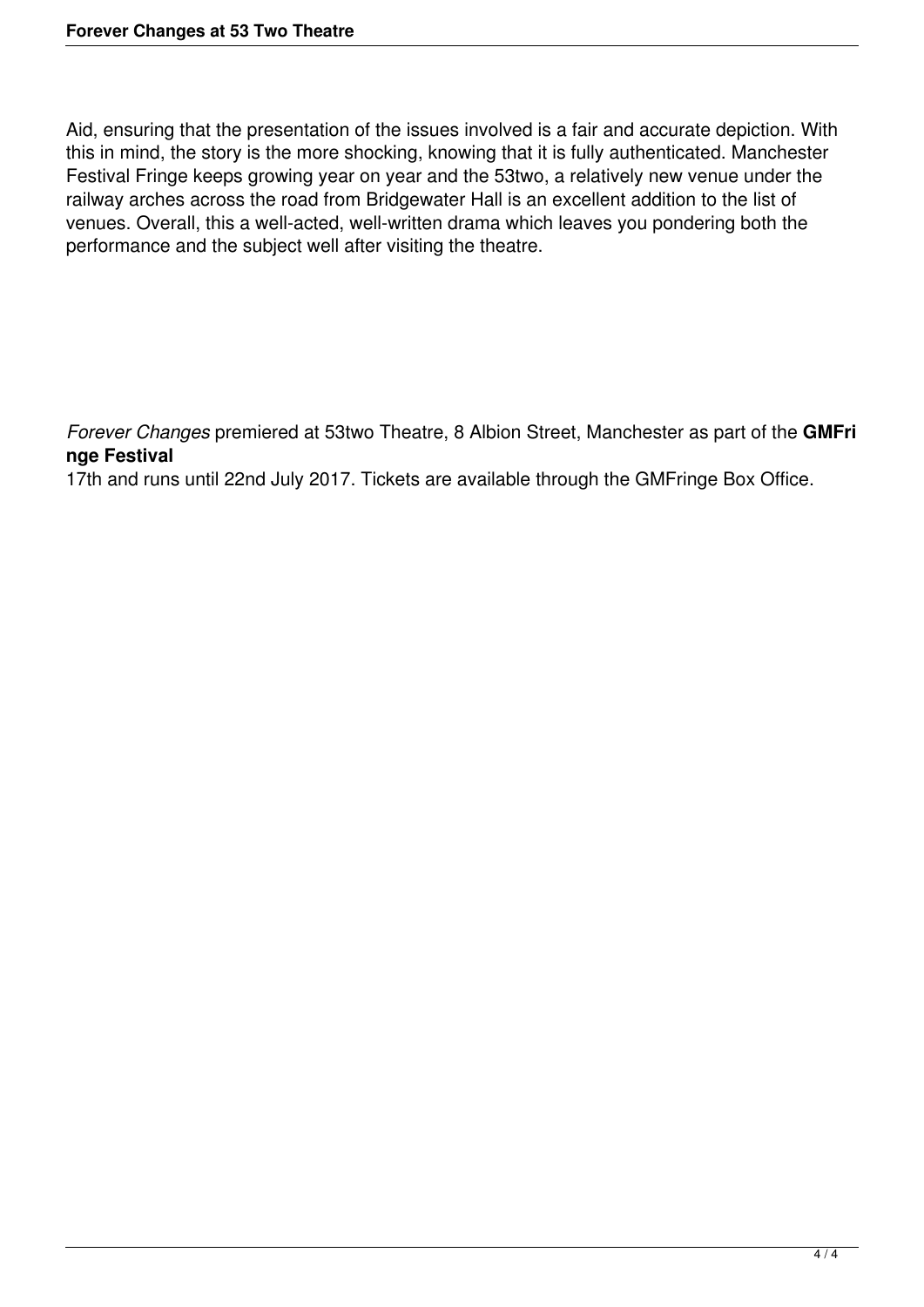Aid, ensuring that the presentation of the issues involved is a fair and accurate depiction. With this in mind, the story is the more shocking, knowing that it is fully authenticated. Manchester Festival Fringe keeps growing year on year and the 53two, a relatively new venue under the railway arches across the road from Bridgewater Hall is an excellent addition to the list of venues. Overall, this a well-acted, well-written drama which leaves you pondering both the performance and the subject well after visiting the theatre.

*Forever Changes* premiered at 53two Theatre, 8 Albion Street, Manchester as part of the **GMFringe Festival** 17th and runs until 22nd July 2017. Tickets are available through the GMFringe Box Office.